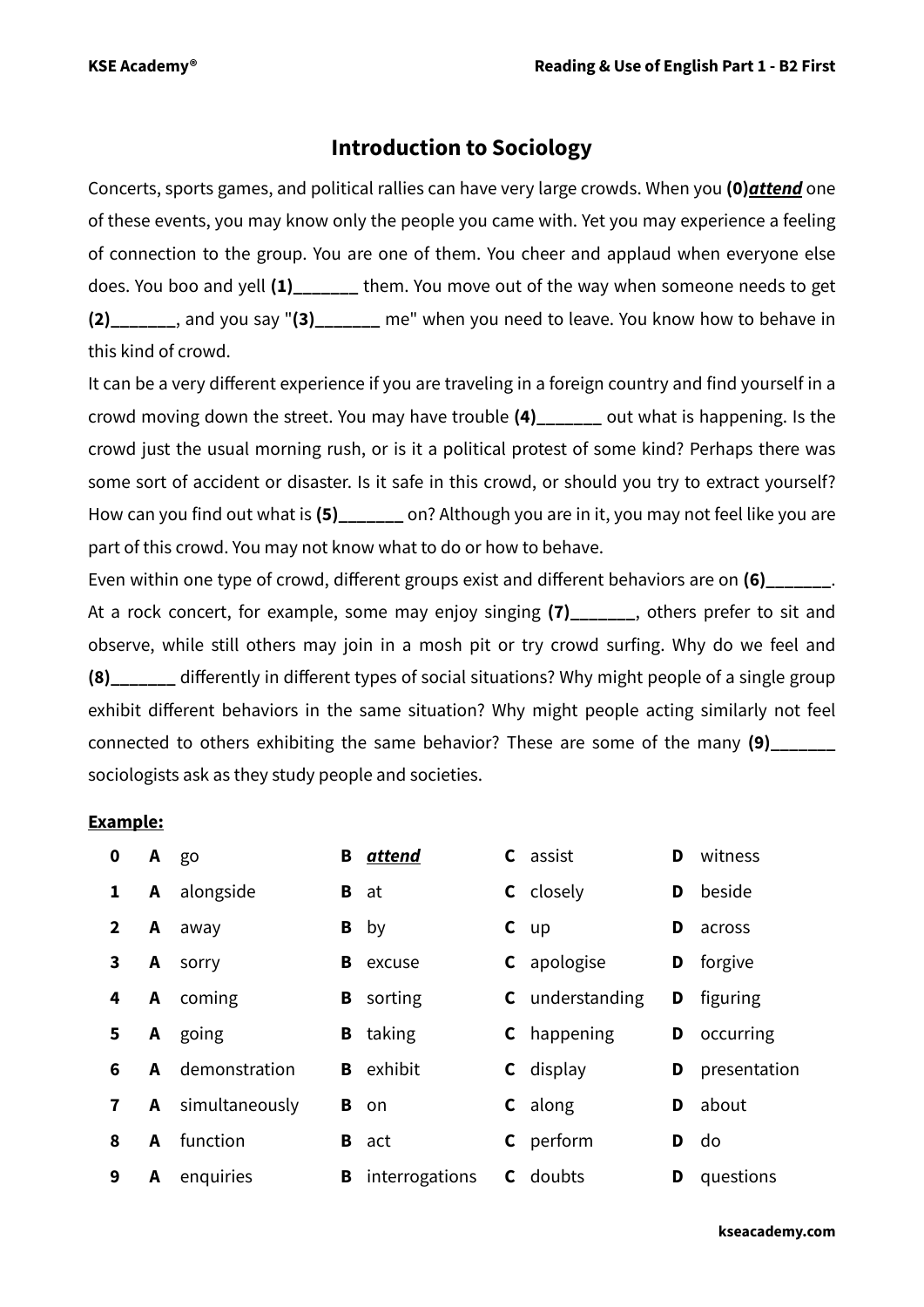# Introduction to Sociology

Concerts, sports games, and political rallies can have very large crowds. When you **(0)*attend*** one of these events, you may know only the people you came with. Yet you may experience a feeling of connection to the group. You are one of them. You cheer and applaud when everyone else does. You boo and yell **(1)_______** them. You move out of the way when someone needs to get **(2)_______**, and you say "**(3)_______** me" when you need to leave. You know how to behave in this kind of crowd.

It can be a very different experience if you are traveling in a foreign country and find yourself in a crowd moving down the street. You may have trouble **(4)_______** out what is happening. Is the crowd just the usual morning rush, or is it a political protest of some kind? Perhaps there was some sort of accident or disaster. Is it safe in this crowd, or should you try to extract yourself? How can you find out what is **(5)_______** on? Although you are in it, you may not feel like you are part of this crowd. You may not know what to do or how to behave.

Even within one type of crowd, different groups exist and different behaviors are on **(6)_______**. At a rock concert, for example, some may enjoy singing **(7)_______**, others prefer to sit and observe, while still others may join in a mosh pit or try crowd surfing. Why do we feel and **(8)_______** differently in different types of social situations? Why might people of a single group exhibit different behaviors in the same situation? Why might people acting similarly not feel connected to others exhibiting the same behavior? These are some of the many **(9)_______** sociologists ask as they study people and societies.

**Example:**

| | A | B | C | D |
|---|---|---|---|---|
| **0** | go | ***attend*** | assist | witness |
| **1** | alongside | at | closely | beside |
| **2** | away | by | up | across |
| **3** | sorry | excuse | apologise | forgive |
| **4** | coming | sorting | understanding | figuring |
| **5** | going | taking | happening | occurring |
| **6** | demonstration | exhibit | display | presentation |
| **7** | simultaneously | on | along | about |
| **8** | function | act | perform | do |
| **9** | enquiries | interrogations | doubts | questions |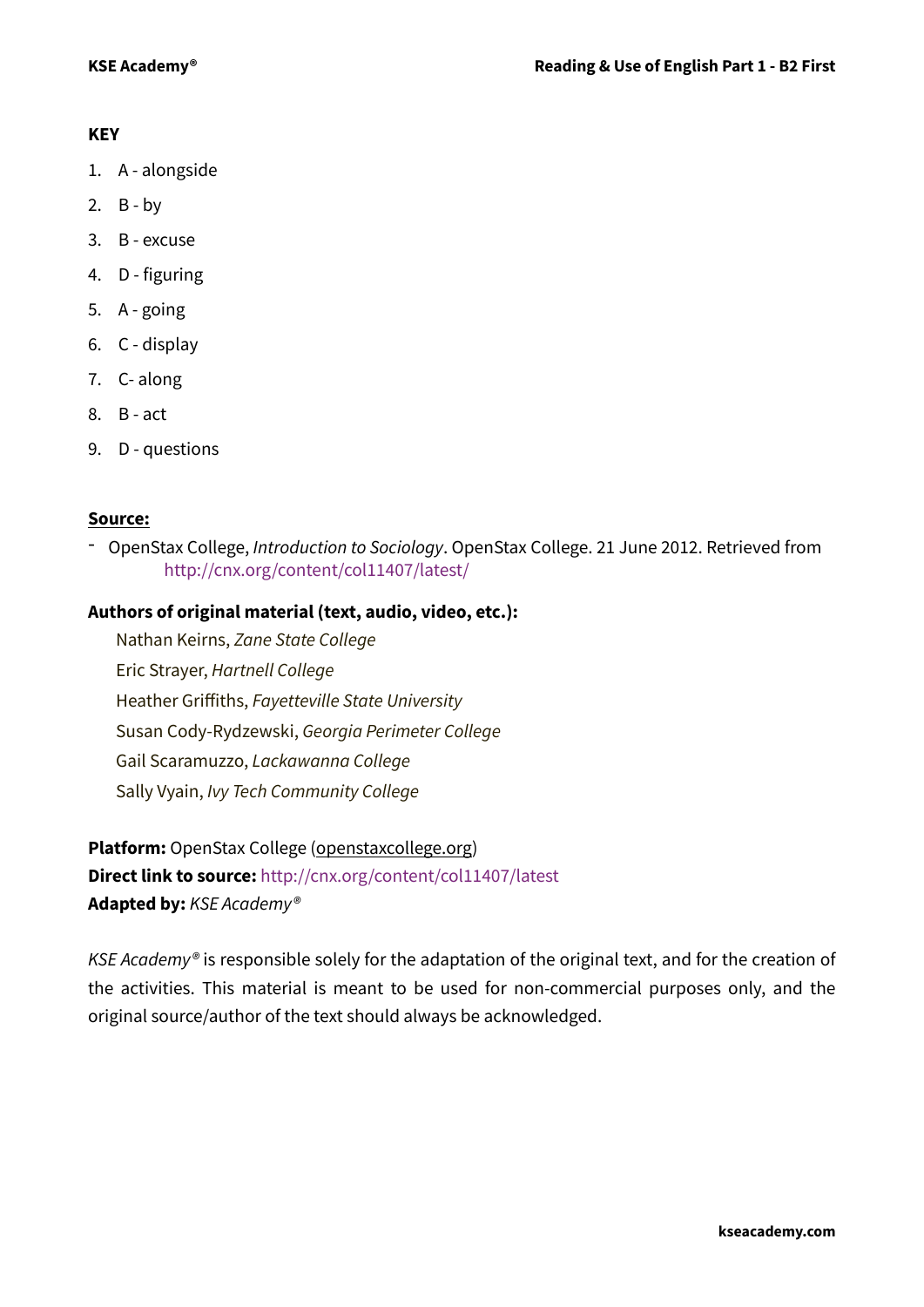**KEY**

1. A - alongside
2. B - by
3. B - excuse
4. D - figuring
5. A - going
6. C - display
7. C- along
8. B - act
9. D - questions

**Source:**

- OpenStax College, *Introduction to Sociology*. OpenStax College. 21 June 2012. Retrieved from http://cnx.org/content/col11407/latest/

**Authors of original material (text, audio, video, etc.):**

Nathan Keirns, *Zane State College*
Eric Strayer, *Hartnell College*
Heather Griffiths, *Fayetteville State University*
Susan Cody-Rydzewski, *Georgia Perimeter College*
Gail Scaramuzzo, *Lackawanna College*
Sally Vyain, *Ivy Tech Community College*

**Platform:** OpenStax College (openstaxcollege.org)
**Direct link to source:** http://cnx.org/content/col11407/latest
**Adapted by:** *KSE Academy®*

*KSE Academy®* is responsible solely for the adaptation of the original text, and for the creation of the activities. This material is meant to be used for non-commercial purposes only, and the original source/author of the text should always be acknowledged.